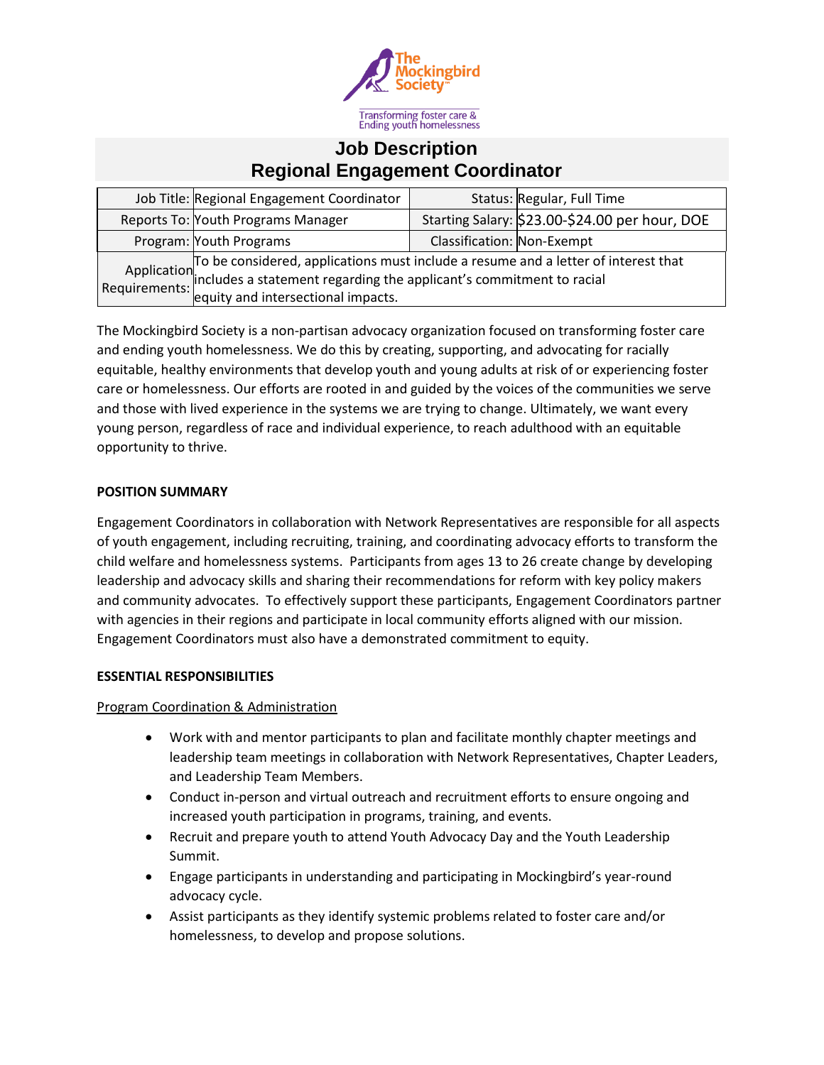The Mockingbird Society

Transforming foster care & Ending youth homelessness

# Job Description
# Regional Engagement Coordinator

| | | | |
|---|---|---|---|
| Job Title: | Regional Engagement Coordinator | Status: | Regular, Full Time |
| Reports To: | Youth Programs Manager | Starting Salary: | $23.00-$24.00 per hour, DOE |
| Program: | Youth Programs | Classification: | Non-Exempt |
| Application Requirements: | To be considered, applications must include a resume and a letter of interest that includes a statement regarding the applicant's commitment to racial equity and intersectional impacts. | | |

The Mockingbird Society is a non-partisan advocacy organization focused on transforming foster care and ending youth homelessness. We do this by creating, supporting, and advocating for racially equitable, healthy environments that develop youth and young adults at risk of or experiencing foster care or homelessness. Our efforts are rooted in and guided by the voices of the communities we serve and those with lived experience in the systems we are trying to change. Ultimately, we want every young person, regardless of race and individual experience, to reach adulthood with an equitable opportunity to thrive.

**POSITION SUMMARY**

Engagement Coordinators in collaboration with Network Representatives are responsible for all aspects of youth engagement, including recruiting, training, and coordinating advocacy efforts to transform the child welfare and homelessness systems. Participants from ages 13 to 26 create change by developing leadership and advocacy skills and sharing their recommendations for reform with key policy makers and community advocates. To effectively support these participants, Engagement Coordinators partner with agencies in their regions and participate in local community efforts aligned with our mission. Engagement Coordinators must also have a demonstrated commitment to equity.

**ESSENTIAL RESPONSIBILITIES**

<u>Program Coordination & Administration</u>

- Work with and mentor participants to plan and facilitate monthly chapter meetings and leadership team meetings in collaboration with Network Representatives, Chapter Leaders, and Leadership Team Members.
- Conduct in-person and virtual outreach and recruitment efforts to ensure ongoing and increased youth participation in programs, training, and events.
- Recruit and prepare youth to attend Youth Advocacy Day and the Youth Leadership Summit.
- Engage participants in understanding and participating in Mockingbird's year-round advocacy cycle.
- Assist participants as they identify systemic problems related to foster care and/or homelessness, to develop and propose solutions.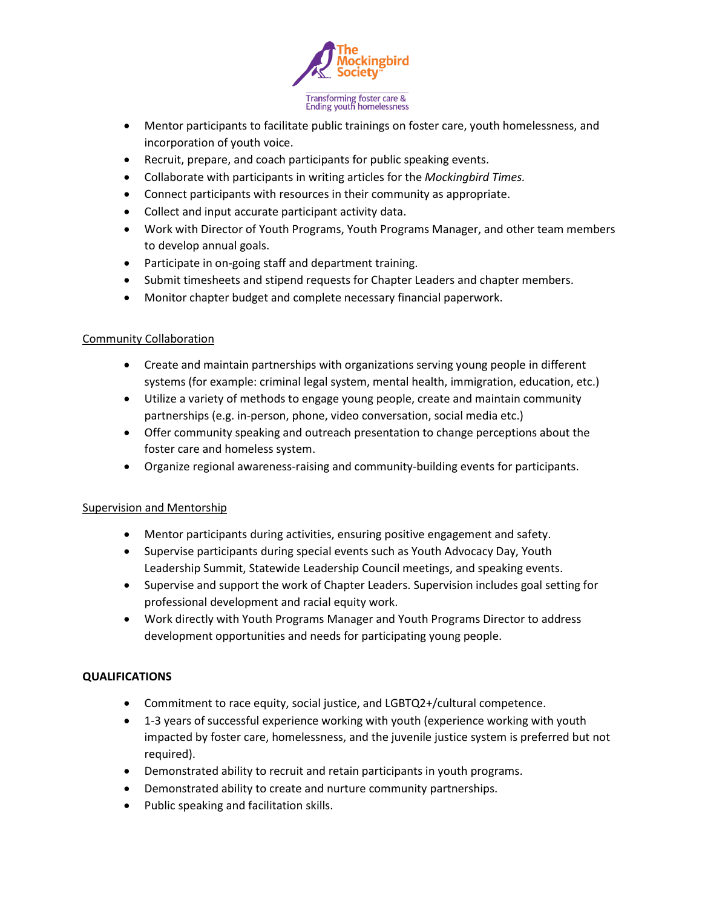- Mentor participants to facilitate public trainings on foster care, youth homelessness, and incorporation of youth voice.
- Recruit, prepare, and coach participants for public speaking events.
- Collaborate with participants in writing articles for the *Mockingbird Times.*
- Connect participants with resources in their community as appropriate.
- Collect and input accurate participant activity data.
- Work with Director of Youth Programs, Youth Programs Manager, and other team members to develop annual goals.
- Participate in on-going staff and department training.
- Submit timesheets and stipend requests for Chapter Leaders and chapter members.
- Monitor chapter budget and complete necessary financial paperwork.

<u>Community Collaboration</u>

- Create and maintain partnerships with organizations serving young people in different systems (for example: criminal legal system, mental health, immigration, education, etc.)
- Utilize a variety of methods to engage young people, create and maintain community partnerships (e.g. in-person, phone, video conversation, social media etc.)
- Offer community speaking and outreach presentation to change perceptions about the foster care and homeless system.
- Organize regional awareness-raising and community-building events for participants.

<u>Supervision and Mentorship</u>

- Mentor participants during activities, ensuring positive engagement and safety.
- Supervise participants during special events such as Youth Advocacy Day, Youth Leadership Summit, Statewide Leadership Council meetings, and speaking events.
- Supervise and support the work of Chapter Leaders. Supervision includes goal setting for professional development and racial equity work.
- Work directly with Youth Programs Manager and Youth Programs Director to address development opportunities and needs for participating young people.

**QUALIFICATIONS**

- Commitment to race equity, social justice, and LGBTQ2+/cultural competence.
- 1-3 years of successful experience working with youth (experience working with youth impacted by foster care, homelessness, and the juvenile justice system is preferred but not required).
- Demonstrated ability to recruit and retain participants in youth programs.
- Demonstrated ability to create and nurture community partnerships.
- Public speaking and facilitation skills.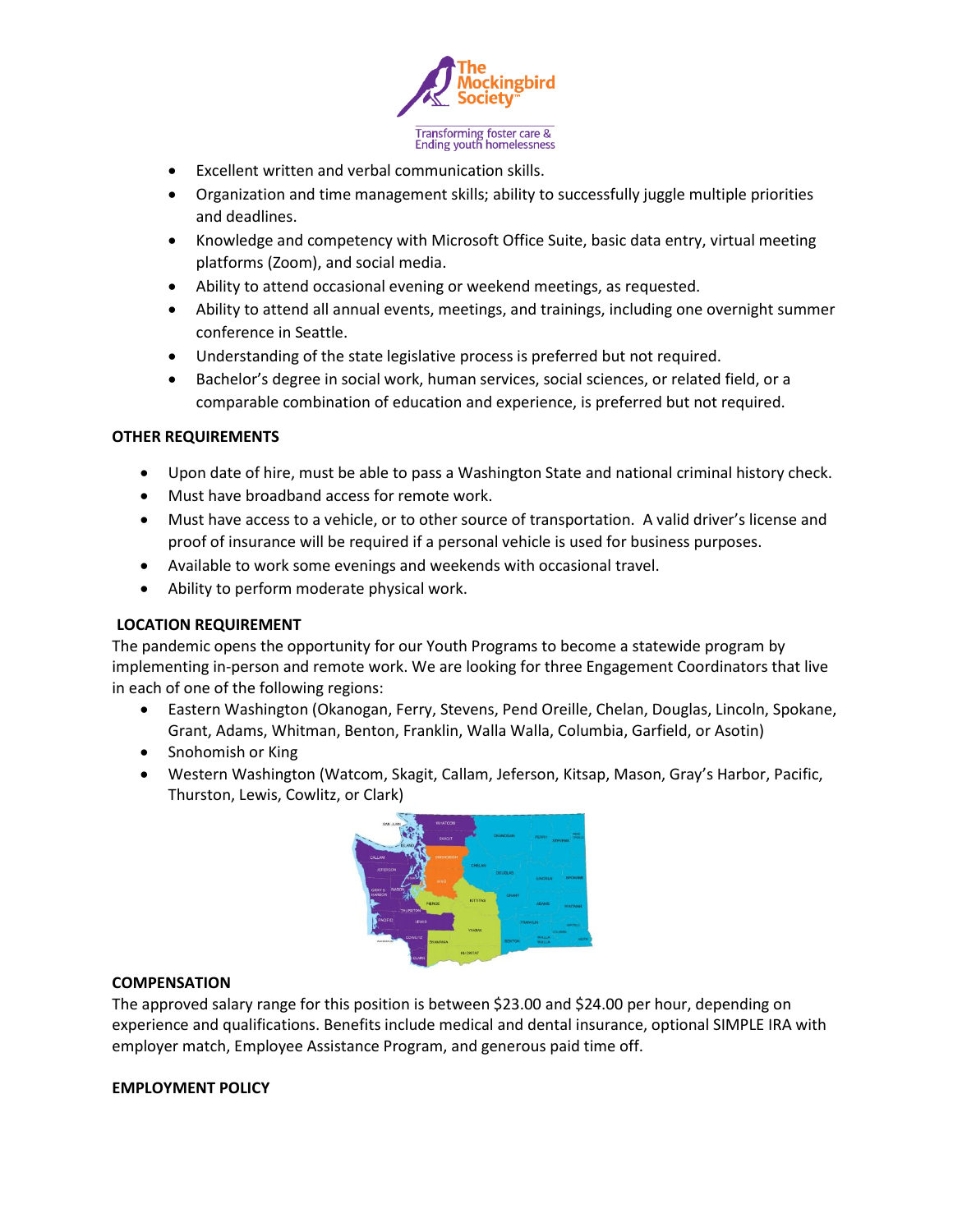- Excellent written and verbal communication skills.
- Organization and time management skills; ability to successfully juggle multiple priorities and deadlines.
- Knowledge and competency with Microsoft Office Suite, basic data entry, virtual meeting platforms (Zoom), and social media.
- Ability to attend occasional evening or weekend meetings, as requested.
- Ability to attend all annual events, meetings, and trainings, including one overnight summer conference in Seattle.
- Understanding of the state legislative process is preferred but not required.
- Bachelor's degree in social work, human services, social sciences, or related field, or a comparable combination of education and experience, is preferred but not required.

**OTHER REQUIREMENTS**

- Upon date of hire, must be able to pass a Washington State and national criminal history check.
- Must have broadband access for remote work.
- Must have access to a vehicle, or to other source of transportation. A valid driver's license and proof of insurance will be required if a personal vehicle is used for business purposes.
- Available to work some evenings and weekends with occasional travel.
- Ability to perform moderate physical work.

**LOCATION REQUIREMENT**

The pandemic opens the opportunity for our Youth Programs to become a statewide program by implementing in-person and remote work. We are looking for three Engagement Coordinators that live in each of one of the following regions:

- Eastern Washington (Okanogan, Ferry, Stevens, Pend Oreille, Chelan, Douglas, Lincoln, Spokane, Grant, Adams, Whitman, Benton, Franklin, Walla Walla, Columbia, Garfield, or Asotin)
- Snohomish or King
- Western Washington (Watcom, Skagit, Callam, Jeferson, Kitsap, Mason, Gray's Harbor, Pacific, Thurston, Lewis, Cowlitz, or Clark)

**COMPENSATION**

The approved salary range for this position is between $23.00 and $24.00 per hour, depending on experience and qualifications. Benefits include medical and dental insurance, optional SIMPLE IRA with employer match, Employee Assistance Program, and generous paid time off.

**EMPLOYMENT POLICY**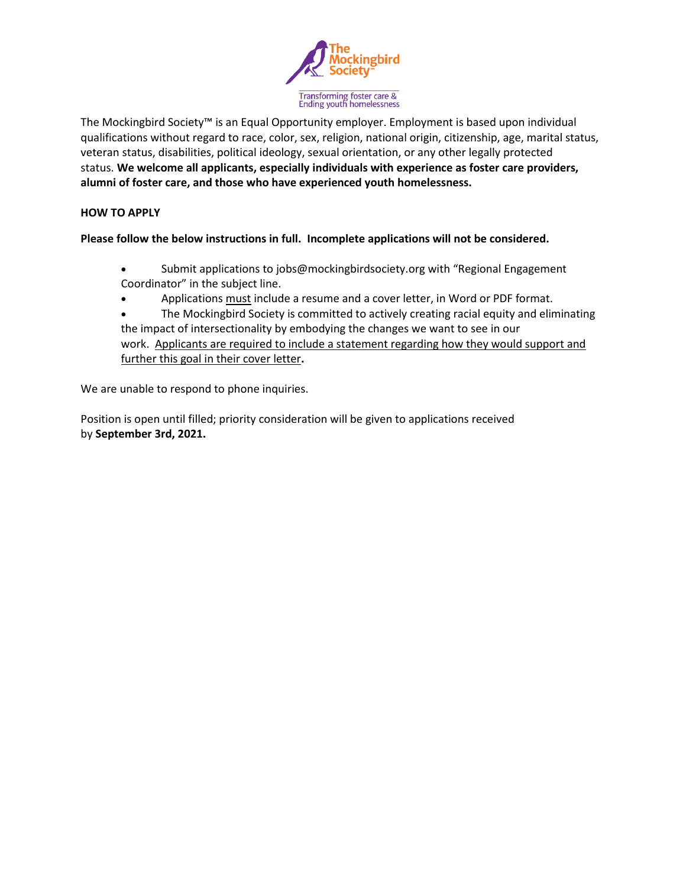The Mockingbird Society™ is an Equal Opportunity employer. Employment is based upon individual qualifications without regard to race, color, sex, religion, national origin, citizenship, age, marital status, veteran status, disabilities, political ideology, sexual orientation, or any other legally protected status. **We welcome all applicants, especially individuals with experience as foster care providers, alumni of foster care, and those who have experienced youth homelessness.**

**HOW TO APPLY**

**Please follow the below instructions in full. Incomplete applications will not be considered.**

- Submit applications to jobs@mockingbirdsociety.org with "Regional Engagement Coordinator" in the subject line.
- Applications must include a resume and a cover letter, in Word or PDF format.
- The Mockingbird Society is committed to actively creating racial equity and eliminating the impact of intersectionality by embodying the changes we want to see in our work. Applicants are required to include a statement regarding how they would support and further this goal in their cover letter**.**

We are unable to respond to phone inquiries.

Position is open until filled; priority consideration will be given to applications received by **September 3rd, 2021.**